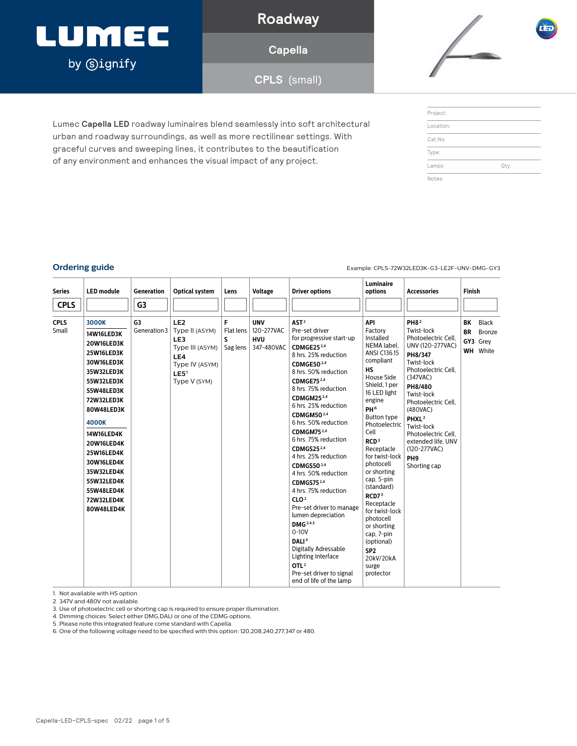# LUMEC by signify

## Roadway

## Capella

## CPLS (small)

Lumec **Capella LED** roadway luminaires blend seamlessly into soft architectural urban and roadway surroundings, as well as more rectilinear settings. With graceful curves and sweeping lines, it contributes to the beautification of any environment and enhances the visual impact of any project.

| | |
|---|---|
| Project: | |
| Location: | |
| Cat.No: | |
| Type: | |
| Lamps: | Qty: |
| Notes: | |

## Ordering guide

Example: CPLS-72W32LED3K-G3-LE2F-UNV-DMG-GY3

| Series | LED module | Generation | Optical system | Lens | Voltage | Driver options | Luminaire options | Accessories | Finish |
|---|---|---|---|---|---|---|---|---|---|
| CPLS | | G3 | | | | | | | |
| **CPLS** Small | **3000K**<br>**14W16LED3K**<br>**20W16LED3K**<br>**25W16LED3K**<br>**30W16LED3K**<br>**35W32LED3K**<br>**55W32LED3K**<br>**55W48LED3K**<br>**72W32LED3K**<br>**80W48LED3K**<br>**4000K**<br>**14W16LED4K**<br>**20W16LED4K**<br>**25W16LED4K**<br>**30W16LED4K**<br>**35W32LED4K**<br>**55W32LED4K**<br>**55W48LED4K**<br>**72W32LED4K**<br>**80W48LED4K** | **G3** Generation 3 | **LE2** Type II (ASYM)<br>**LE3** Type III (ASYM)<br>**LE4** Type IV (ASYM)<br>**LE5**[1] Type V (SYM) | **F** Flat lens<br>**S** Sag lens | **UNV** 120-277VAC<br>**HVU** 347-480VAC | **AST**[2] Pre-set driver for progressive start-up<br>**CDMGE25**[2,4] 8 hrs. 25% reduction<br>**CDMGE50**[2,4] 8 hrs. 50% reduction<br>**CDMGE75**[2,4] 8 hrs. 75% reduction<br>**CDMGM25**[2,4] 6 hrs. 25% reduction<br>**CDMGM50**[2,4] 6 hrs. 50% reduction<br>**CDMGM75**[2,4] 6 hrs. 75% reduction<br>**CDMGS25**[2,4] 4 hrs. 25% reduction<br>**CDMGS50**[2,4] 4 hrs. 50% reduction<br>**CDMGS75**[2,4] 4 hrs. 75% reduction<br>**CLO**[2] Pre-set driver to manage lumen depreciation<br>**DMG**[2,4,5] 0-10V<br>**DALI**[4] Digitally Adressable Lighting Interface<br>**OTL**[2] Pre-set driver to signal end of life of the lamp | **API** Factory Installed NEMA label, ANSI C136.15 compliant<br>**HS** House Side Shield, 1 per 16 LED light engine<br>**PH**[6] Button type Photoelectric Cell<br>**RCD**[3] Receptacle for twist-lock photocell or shorting cap, 5-pin (standard)<br>**RCD7**[3] Receptacle for twist-lock photocell or shorting cap, 7-pin (optional)<br>**SP2** 20kV/20kA surge protector | **PH8**[2] Twist-lock Photoelectric Cell, UNV (120-277VAC)<br>**PH8/347** Twist-lock Photoelectric Cell, (347VAC)<br>**PH8/480** Twist-lock Photoelectric Cell, (480VAC)<br>**PHXL**[2] Twist-lock Photoelectric Cell, extended life, UNV (120-277VAC)<br>**PH9** Shorting cap | **BK** Black<br>**BR** Bronze<br>**GY3** Grey<br>**WH** White |

1. Not available with HS option.
2. 347V and 480V not available.
3. Use of photoelectric cell or shorting cap is required to ensure proper illumination.
4. Dimming choices: Select either DMG,DALI or one of the CDMG options.
5. Please note this integrated feature come standard with Capella.
6. One of the following voltage need to be specified with this option: 120,208,240,277,347 or 480.

Capella-LED-CPLS-spec 02/22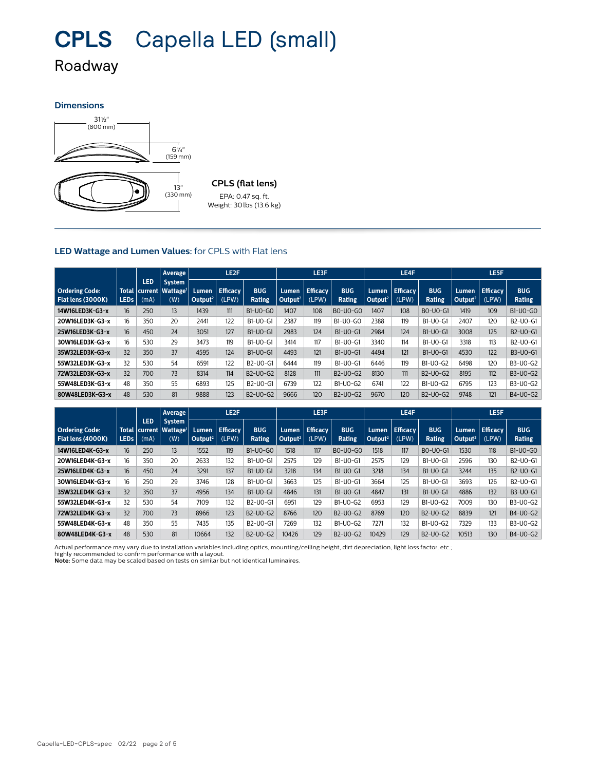# CPLS Capella LED (small)

Roadway

### Dimensions

31½" (800 mm)

6¼" (159 mm)

13" (330 mm)

**CPLS (flat lens)**

EPA: 0.47 sq. ft.
Weight: 30 lbs (13.6 kg)

### LED Wattage and Lumen Values: for CPLS with Flat lens

| Ordering Code: Flat lens (3000K) | Total LEDs | LED current (mA) | Average System Wattage[1] (W) | LE2F | | | LE3F | | | LE4F | | | LE5F | | |
|---|---|---|---|---|---|---|---|---|---|---|---|---|---|---|---|
| | | | | Lumen Output[2] | Efficacy (LPW) | BUG Rating | Lumen Output[2] | Efficacy (LPW) | BUG Rating | Lumen Output[2] | Efficacy (LPW) | BUG Rating | Lumen Output[2] | Efficacy (LPW) | BUG Rating |
| 14W16LED3K-G3-x | 16 | 250 | 13 | 1439 | 111 | B1-U0-G0 | 1407 | 108 | B0-U0-G0 | 1407 | 108 | B0-U0-G1 | 1419 | 109 | B1-U0-G0 |
| 20W16LED3K-G3-x | 16 | 350 | 20 | 2441 | 122 | B1-U0-G1 | 2387 | 119 | B1-U0-G0 | 2388 | 119 | B1-U0-G1 | 2407 | 120 | B2-U0-G1 |
| 25W16LED3K-G3-x | 16 | 450 | 24 | 3051 | 127 | B1-U0-G1 | 2983 | 124 | B1-U0-G1 | 2984 | 124 | B1-U0-G1 | 3008 | 125 | B2-U0-G1 |
| 30W16LED3K-G3-x | 16 | 530 | 29 | 3473 | 119 | B1-U0-G1 | 3414 | 117 | B1-U0-G1 | 3340 | 114 | B1-U0-G1 | 3318 | 113 | B2-U0-G1 |
| 35W32LED3K-G3-x | 32 | 350 | 37 | 4595 | 124 | B1-U0-G1 | 4493 | 121 | B1-U0-G1 | 4494 | 121 | B1-U0-G1 | 4530 | 122 | B3-U0-G1 |
| 55W32LED3K-G3-x | 32 | 530 | 54 | 6591 | 122 | B2-U0-G1 | 6444 | 119 | B1-U0-G1 | 6446 | 119 | B1-U0-G2 | 6498 | 120 | B3-U0-G2 |
| 72W32LED3K-G3-x | 32 | 700 | 73 | 8314 | 114 | B2-U0-G2 | 8128 | 111 | B2-U0-G2 | 8130 | 111 | B2-U0-G2 | 8195 | 112 | B3-U0-G2 |
| 55W48LED3K-G3-x | 48 | 350 | 55 | 6893 | 125 | B2-U0-G1 | 6739 | 122 | B1-U0-G2 | 6741 | 122 | B1-U0-G2 | 6795 | 123 | B3-U0-G2 |
| 80W48LED3K-G3-x | 48 | 530 | 81 | 9888 | 123 | B2-U0-G2 | 9666 | 120 | B2-U0-G2 | 9670 | 120 | B2-U0-G2 | 9748 | 121 | B4-U0-G2 |

| Ordering Code: Flat lens (4000K) | Total LEDs | LED current (mA) | Average System Wattage[1] (W) | LE2F | | | LE3F | | | LE4F | | | LE5F | | |
|---|---|---|---|---|---|---|---|---|---|---|---|---|---|---|---|
| | | | | Lumen Output[2] | Efficacy (LPW) | BUG Rating | Lumen Output[2] | Efficacy (LPW) | BUG Rating | Lumen Output[2] | Efficacy (LPW) | BUG Rating | Lumen Output[2] | Efficacy (LPW) | BUG Rating |
| 14W16LED4K-G3-x | 16 | 250 | 13 | 1552 | 119 | B1-U0-G0 | 1518 | 117 | B0-U0-G0 | 1518 | 117 | B0-U0-G1 | 1530 | 118 | B1-U0-G0 |
| 20W16LED4K-G3-x | 16 | 350 | 20 | 2633 | 132 | B1-U0-G1 | 2575 | 129 | B1-U0-G1 | 2575 | 129 | B1-U0-G1 | 2596 | 130 | B2-U0-G1 |
| 25W16LED4K-G3-x | 16 | 450 | 24 | 3291 | 137 | B1-U0-G1 | 3218 | 134 | B1-U0-G1 | 3218 | 134 | B1-U0-G1 | 3244 | 135 | B2-U0-G1 |
| 30W16LED4K-G3-x | 16 | 250 | 29 | 3746 | 128 | B1-U0-G1 | 3663 | 125 | B1-U0-G1 | 3664 | 125 | B1-U0-G1 | 3693 | 126 | B2-U0-G1 |
| 35W32LED4K-G3-x | 32 | 350 | 37 | 4956 | 134 | B1-U0-G1 | 4846 | 131 | B1-U0-G1 | 4847 | 131 | B1-U0-G1 | 4886 | 132 | B3-U0-G1 |
| 55W32LED4K-G3-x | 32 | 530 | 54 | 7109 | 132 | B2-U0-G1 | 6951 | 129 | B1-U0-G2 | 6953 | 129 | B1-U0-G2 | 7009 | 130 | B3-U0-G2 |
| 72W32LED4K-G3-x | 32 | 700 | 73 | 8966 | 123 | B2-U0-G2 | 8766 | 120 | B2-U0-G2 | 8769 | 120 | B2-U0-G2 | 8839 | 121 | B4-U0-G2 |
| 55W48LED4K-G3-x | 48 | 350 | 55 | 7435 | 135 | B2-U0-G1 | 7269 | 132 | B1-U0-G2 | 7271 | 132 | B1-U0-G2 | 7329 | 133 | B3-U0-G2 |
| 80W48LED4K-G3-x | 48 | 530 | 81 | 10664 | 132 | B2-U0-G2 | 10426 | 129 | B2-U0-G2 | 10429 | 129 | B2-U0-G2 | 10513 | 130 | B4-U0-G2 |

Actual performance may vary due to installation variables including optics, mounting/ceiling height, dirt depreciation, light loss factor, etc.; highly recommended to confirm performance with a layout.
**Note:** Some data may be scaled based on tests on similar but not identical luminaires.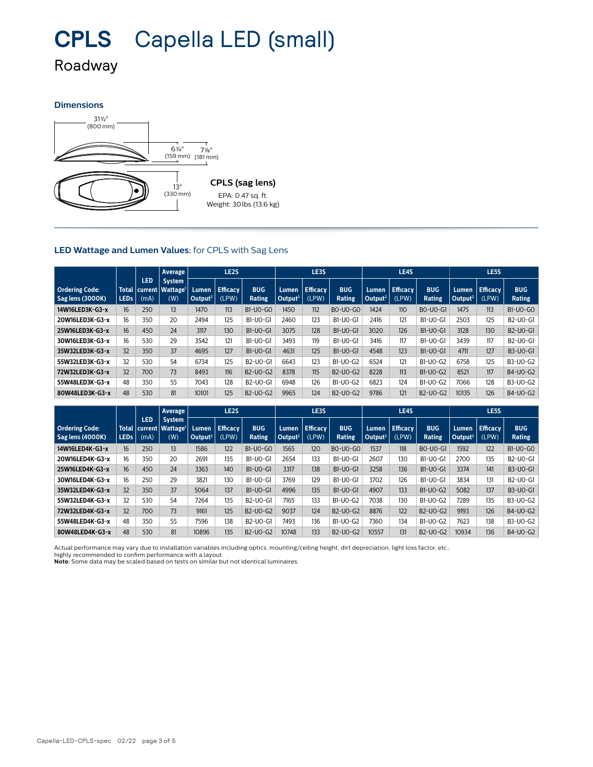# CPLS Capella LED (small)

## Roadway

### Dimensions

31½" (800 mm)

6¼" (159 mm)

7⅛" (181 mm)

13" (330 mm)

**CPLS (sag lens)**

EPA: 0.47 sq. ft.
Weight: 30 lbs (13.6 kg)

### LED Wattage and Lumen Values: for CPLS with Sag Lens

| Ordering Code: Sag lens (3000K) | Total LEDs | LED current (mA) | Average System Wattage[1] (W) | LE2S | | | LE3S | | | LE4S | | | LE5S | | |
|---|---|---|---|---|---|---|---|---|---|---|---|---|---|---|---|
| | | | | Lumen Output[2] | Efficacy (LPW) | BUG Rating | Lumen Output[2] | Efficacy (LPW) | BUG Rating | Lumen Output[2] | Efficacy (LPW) | BUG Rating | Lumen Output[2] | Efficacy (LPW) | BUG Rating |
| 14W16LED3K-G3-x | 16 | 250 | 13 | 1470 | 113 | B1-U0-G0 | 1450 | 112 | B0-U0-G0 | 1424 | 110 | B0-U0-G1 | 1475 | 113 | B1-U0-G0 |
| 20W16LED3K-G3-x | 16 | 350 | 20 | 2494 | 125 | B1-U0-G1 | 2460 | 123 | B1-U0-G1 | 2416 | 121 | B1-U0-G1 | 2503 | 125 | B2-U0-G1 |
| 25W16LED3K-G3-x | 16 | 450 | 24 | 3117 | 130 | B1-U0-G1 | 3075 | 128 | B1-U0-G1 | 3020 | 126 | B1-U0-G1 | 3128 | 130 | B2-U0-G1 |
| 30W16LED3K-G3-x | 16 | 530 | 29 | 3542 | 121 | B1-U0-G1 | 3493 | 119 | B1-U0-G1 | 3416 | 117 | B1-U0-G1 | 3439 | 117 | B2-U0-G1 |
| 35W32LED3K-G3-x | 32 | 350 | 37 | 4695 | 127 | B1-U0-G1 | 4631 | 125 | B1-U0-G1 | 4548 | 123 | B1-U0-G1 | 4711 | 127 | B3-U0-G1 |
| 55W32LED3K-G3-x | 32 | 530 | 54 | 6734 | 125 | B2-U0-G1 | 6643 | 123 | B1-U0-G2 | 6524 | 121 | B1-U0-G2 | 6758 | 125 | B3-U0-G2 |
| 72W32LED3K-G3-x | 32 | 700 | 73 | 8493 | 116 | B2-U0-G2 | 8378 | 115 | B2-U0-G2 | 8228 | 113 | B1-U0-G2 | 8521 | 117 | B4-U0-G2 |
| 55W48LED3K-G3-x | 48 | 350 | 55 | 7043 | 128 | B2-U0-G1 | 6948 | 126 | B1-U0-G2 | 6823 | 124 | B1-U0-G2 | 7066 | 128 | B3-U0-G2 |
| 80W48LED3K-G3-x | 48 | 530 | 81 | 10101 | 125 | B2-U0-G2 | 9965 | 124 | B2-U0-G2 | 9786 | 121 | B2-U0-G2 | 10135 | 126 | B4-U0-G2 |

| Ordering Code: Sag lens (4000K) | Total LEDs | LED current (mA) | Average System Wattage[1] (W) | LE2S | | | LE3S | | | LE4S | | | LE5S | | |
|---|---|---|---|---|---|---|---|---|---|---|---|---|---|---|---|
| | | | | Lumen Output[2] | Efficacy (LPW) | BUG Rating | Lumen Output[2] | Efficacy (LPW) | BUG Rating | Lumen Output[2] | Efficacy (LPW) | BUG Rating | Lumen Output[2] | Efficacy (LPW) | BUG Rating |
| 14W16LED4K-G3-x | 16 | 250 | 13 | 1586 | 122 | B1-U0-G0 | 1565 | 120 | B0-U0-G0 | 1537 | 118 | B0-U0-G1 | 1592 | 122 | B1-U0-G0 |
| 20W16LED4K-G3-x | 16 | 350 | 20 | 2691 | 135 | B1-U0-G1 | 2654 | 133 | B1-U0-G1 | 2607 | 130 | B1-U0-G1 | 2700 | 135 | B2-U0-G1 |
| 25W16LED4K-G3-x | 16 | 450 | 24 | 3363 | 140 | B1-U0-G1 | 3317 | 138 | B1-U0-G1 | 3258 | 136 | B1-U0-G1 | 3374 | 141 | B3-U0-G1 |
| 30W16LED4K-G3-x | 16 | 250 | 29 | 3821 | 130 | B1-U0-G1 | 3769 | 129 | B1-U0-G1 | 3702 | 126 | B1-U0-G1 | 3834 | 131 | B2-U0-G1 |
| 35W32LED4K-G3-x | 32 | 350 | 37 | 5064 | 137 | B1-U0-G1 | 4996 | 135 | B1-U0-G1 | 4907 | 133 | B1-U0-G2 | 5082 | 137 | B3-U0-G1 |
| 55W32LED4K-G3-x | 32 | 530 | 54 | 7264 | 135 | B2-U0-G1 | 7165 | 133 | B1-U0-G2 | 7038 | 130 | B1-U0-G2 | 7289 | 135 | B3-U0-G2 |
| 72W32LED4K-G3-x | 32 | 700 | 73 | 9161 | 125 | B2-U0-G2 | 9037 | 124 | B2-U0-G2 | 8876 | 122 | B2-U0-G2 | 9193 | 126 | B4-U0-G2 |
| 55W48LED4K-G3-x | 48 | 350 | 55 | 7596 | 138 | B2-U0-G1 | 7493 | 136 | B1-U0-G2 | 7360 | 134 | B1-U0-G2 | 7623 | 138 | B3-U0-G2 |
| 80W48LED4K-G3-x | 48 | 530 | 81 | 10896 | 135 | B2-U0-G2 | 10748 | 133 | B2-U0-G2 | 10557 | 131 | B2-U0-G2 | 10934 | 136 | B4-U0-G2 |

Actual performance may vary due to installation variables including optics, mounting/ceiling height, dirt depreciation, light loss factor, etc.; highly recommended to confirm performance with a layout.
**Note:** Some data may be scaled based on tests on similar but not identical luminaires.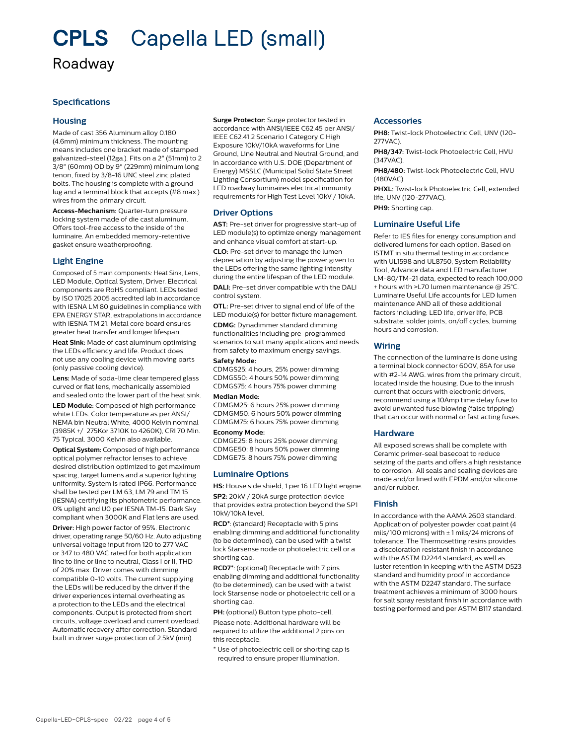# CPLS Capella LED (small)

## Roadway

### Specifications

#### Housing

Made of cast 356 Aluminum alloy 0.180 (4.6mm) minimum thickness. The mounting means includes one bracket made of stamped galvanized-steel (12ga.). Fits on a 2" (51mm) to 2 3/8" (60mm) OD by 9" (229mm) minimum long tenon, fixed by 3/8-16 UNC steel zinc plated bolts. The housing is complete with a ground lug and a terminal block that accepts (#8 max.) wires from the primary circuit.

**Access-Mechanism:** Quarter-turn pressure locking system made of die cast aluminum. Offers tool-free access to the inside of the luminaire. An embedded memory-retentive gasket ensure weatherproofing.

#### Light Engine

Composed of 5 main components: Heat Sink, Lens, LED Module, Optical System, Driver. Electrical components are RoHS compliant. LEDs tested by ISO 17025 2005 accredited lab in accordance with IESNA LM 80 guidelines in compliance with EPA ENERGY STAR, extrapolations in accordance with IESNA TM 21. Metal core board ensures greater heat transfer and longer lifespan.

**Heat Sink:** Made of cast aluminum optimising the LEDs efficiency and life. Product does not use any cooling device with moving parts (only passive cooling device).

**Lens:** Made of soda-lime clear tempered glass curved or flat lens, mechanically assembled and sealed onto the lower part of the heat sink.

**LED Module:** Composed of high performance white LEDs. Color temperature as per ANSI/ NEMA bin Neutral White, 4000 Kelvin nominal (3985K +/ 275Kor 3710K to 4260K), CRI 70 Min. 75 Typical. 3000 Kelvin also available.

**Optical System:** Composed of high performance optical polymer refractor lenses to achieve desired distribution optimized to get maximum spacing, target lumens and a superior lighting uniformity. System is rated IP66. Performance shall be tested per LM 63, LM 79 and TM 15 (IESNA) certifying its photometric performance. 0% uplight and U0 per IESNA TM-15. Dark Sky compliant when 3000K and Flat lens are used.

**Driver:** High power factor of 95%. Electronic driver, operating range 50/60 Hz. Auto adjusting universal voltage input from 120 to 277 VAC or 347 to 480 VAC rated for both application line to line or line to neutral, Class I or II, THD of 20% max. Driver comes with dimming compatible 0-10 volts. The current supplying the LEDs will be reduced by the driver if the driver experiences internal overheating as a protection to the LEDs and the electrical components. Output is protected from short circuits, voltage overload and current overload. Automatic recovery after correction. Standard built in driver surge protection of 2.5kV (min).

**Surge Protector:** Surge protector tested in accordance with ANSI/IEEE C62.45 per ANSI/ IEEE C62.41.2 Scenario I Category C High Exposure 10kV/10kA waveforms for Line Ground, Line Neutral and Neutral Ground, and in accordance with U.S. DOE (Department of Energy) MSSLC (Municipal Solid State Street Lighting Consortium) model specification for LED roadway luminaires electrical immunity requirements for High Test Level 10kV / 10kA.

#### Driver Options

**AST:** Pre-set driver for progressive start-up of LED module(s) to optimize energy management and enhance visual comfort at start-up.

**CLO:** Pre-set driver to manage the lumen depreciation by adjusting the power given to the LEDs offering the same lighting intensity during the entire lifespan of the LED module.

**DALI:** Pre-set driver compatible with the DALI control system.

**OTL:** Pre-set driver to signal end of life of the LED module(s) for better fixture management.

**CDMG:** Dynadimmer standard dimming functionalities including pre-programmed scenarios to suit many applications and needs from safety to maximum energy savings.

**Safety Mode:**
CDMGS25: 4 hours, 25% power dimming
CDMGS50: 4 hours 50% power dimming
CDMGS75: 4 hours 75% power dimming

**Median Mode:**
CDMGM25: 6 hours 25% power dimming
CDMGM50: 6 hours 50% power dimming
CDMGM75: 6 hours 75% power dimming

**Economy Mode:**
CDMGE25: 8 hours 25% power dimming
CDMGE50: 8 hours 50% power dimming
CDMGE75: 8 hours 75% power dimming

#### Luminaire Options

**HS:** House side shield, 1 per 16 LED light engine.

**SP2:** 20kV / 20kA surge protection device that provides extra protection beyond the SP1 10kV/10kA level.

**RCD*:** (standard) Receptacle with 5 pins enabling dimming and additional functionality (to be determined), can be used with a twist lock Starsense node or photoelectric cell or a shorting cap.

**RCD7*:** (optional) Receptacle with 7 pins enabling dimming and additional functionality (to be determined), can be used with a twist lock Starsense node or photoelectric cell or a shorting cap.

**PH:** (optional) Button type photo-cell.

Please note: Additional hardware will be required to utilize the additional 2 pins on this receptacle.

* Use of photoelectric cell or shorting cap is required to ensure proper illumination.

#### Accessories

**PH8:** Twist-lock Photoelectric Cell, UNV (120-277VAC).

**PH8/347:** Twist-lock Photoelectric Cell, HVU (347VAC).

**PH8/480:** Twist-lock Photoelectric Cell, HVU (480VAC).

**PHXL:** Twist-lock Photoelectric Cell, extended life, UNV (120-277VAC).

**PH9:** Shorting cap.

#### Luminaire Useful Life

Refer to IES files for energy consumption and delivered lumens for each option. Based on ISTMT in situ thermal testing in accordance with UL1598 and UL8750, System Reliability Tool, Advance data and LED manufacturer LM-80/TM-21 data, expected to reach 100,000 + hours with >L70 lumen maintenance @ 25°C. Luminaire Useful Life accounts for LED lumen maintenance AND all of these additional factors including: LED life, driver life, PCB substrate, solder joints, on/off cycles, burning hours and corrosion.

#### Wiring

The connection of the luminaire is done using a terminal block connector 600V, 85A for use with #2-14 AWG. wires from the primary circuit, located inside the housing. Due to the inrush current that occurs with electronic drivers, recommend using a 10Amp time delay fuse to avoid unwanted fuse blowing (false tripping) that can occur with normal or fast acting fuses.

#### Hardware

All exposed screws shall be complete with Ceramic primer-seal basecoat to reduce seizing of the parts and offers a high resistance to corrosion. All seals and sealing devices are made and/or lined with EPDM and/or silicone and/or rubber.

#### Finish

In accordance with the AAMA 2603 standard. Application of polyester powder coat paint (4 mils/100 microns) with ± 1 mils/24 microns of tolerance. The Thermosetting resins provides a discoloration resistant finish in accordance with the ASTM D2244 standard, as well as luster retention in keeping with the ASTM D523 standard and humidity proof in accordance with the ASTM D2247 standard. The surface treatment achieves a minimum of 3000 hours for salt spray resistant finish in accordance with testing performed and per ASTM B117 standard.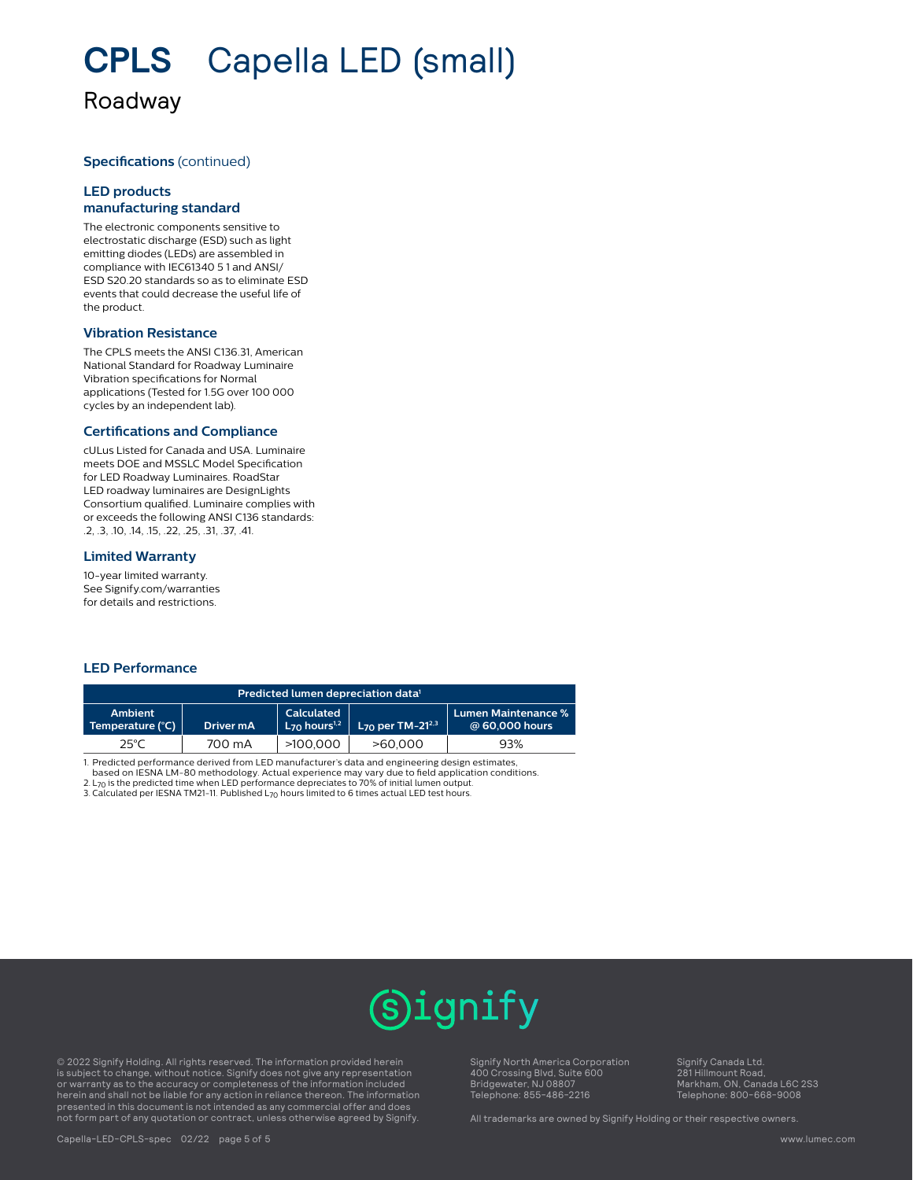# CPLS Capella LED (small)

Roadway

## Specifications (continued)

### LED products manufacturing standard

The electronic components sensitive to electrostatic discharge (ESD) such as light emitting diodes (LEDs) are assembled in compliance with IEC61340 5 1 and ANSI/ ESD S20.20 standards so as to eliminate ESD events that could decrease the useful life of the product.

### Vibration Resistance

The CPLS meets the ANSI C136.31, American National Standard for Roadway Luminaire Vibration specifications for Normal applications (Tested for 1.5G over 100 000 cycles by an independent lab).

### Certifications and Compliance

cULus Listed for Canada and USA. Luminaire meets DOE and MSSLC Model Specification for LED Roadway Luminaires. RoadStar LED roadway luminaires are DesignLights Consortium qualified. Luminaire complies with or exceeds the following ANSI C136 standards: .2, .3, .10, .14, .15, .22, .25, .31, .37, .41.

### Limited Warranty

10-year limited warranty. See Signify.com/warranties for details and restrictions.

## LED Performance

| Predicted lumen depreciation data[1] | | | | |
|---|---|---|---|---|
| Ambient Temperature (°C) | Driver mA | Calculated $L_{70}$ hours[1,2] | $L_{70}$ per TM-21[2,3] | Lumen Maintenance % @ 60,000 hours |
| 25°C | 700 mA | >100,000 | >60,000 | 93% |

1. Predicted performance derived from LED manufacturer's data and engineering design estimates, based on IESNA LM-80 methodology. Actual experience may vary due to field application conditions.
2. $L_{70}$ is the predicted time when LED performance depreciates to 70% of initial lumen output.
3. Calculated per IESNA TM21-11. Published $L_{70}$ hours limited to 6 times actual LED test hours.

signify

© 2022 Signify Holding. All rights reserved. The information provided herein is subject to change, without notice. Signify does not give any representation or warranty as to the accuracy or completeness of the information included herein and shall not be liable for any action in reliance thereon. The information presented in this document is not intended as any commercial offer and does not form part of any quotation or contract, unless otherwise agreed by Signify.

Signify North America Corporation
400 Crossing Blvd, Suite 600
Bridgewater, NJ 08807
Telephone: 855-486-2216

Signify Canada Ltd.
281 Hillmount Road,
Markham, ON, Canada L6C 2S3
Telephone: 800-668-9008

All trademarks are owned by Signify Holding or their respective owners.

Capella-LED-CPLS-spec 02/22

www.lumec.com